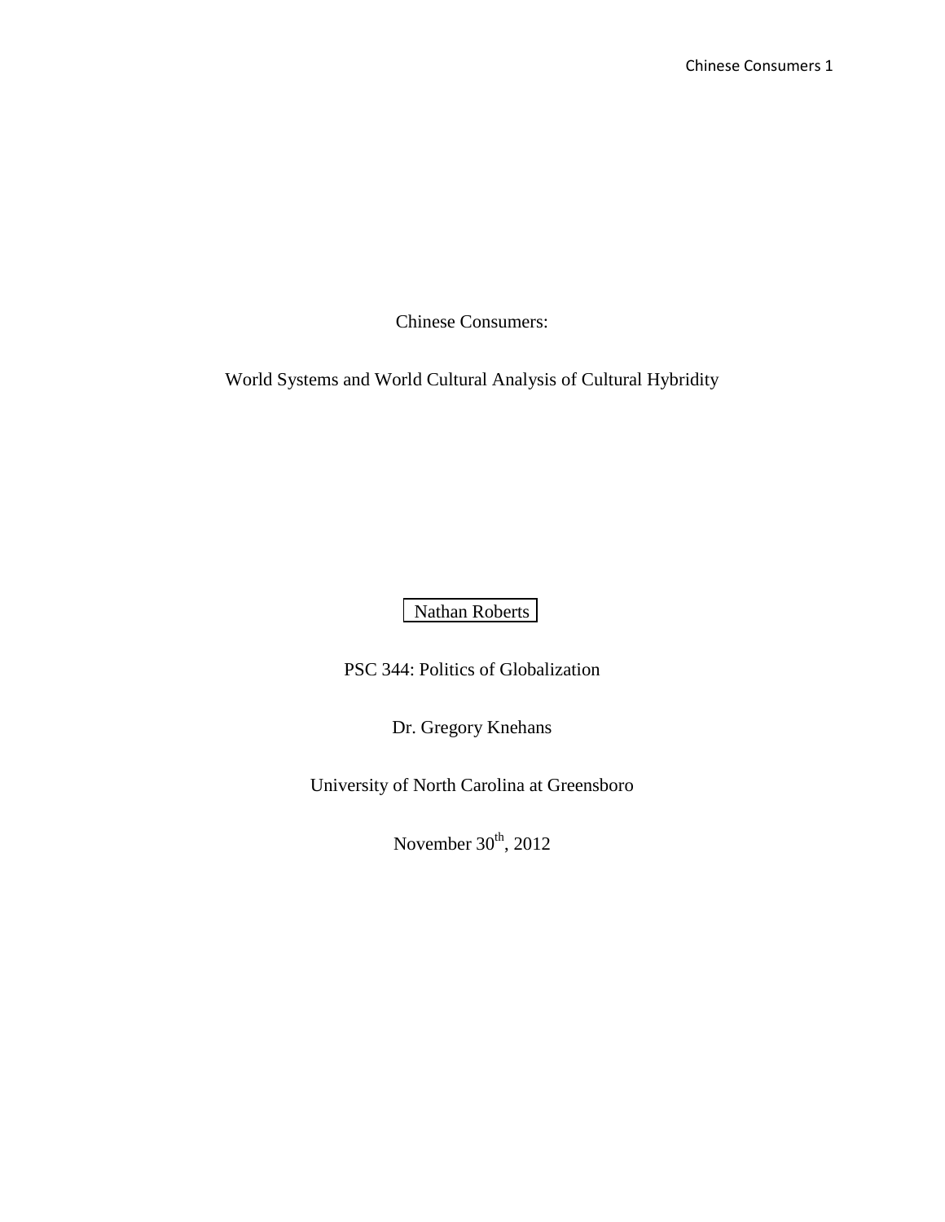Chinese Consumers:

World Systems and World Cultural Analysis of Cultural Hybridity

Nathan Roberts

PSC 344: Politics of Globalization

Dr. Gregory Knehans

University of North Carolina at Greensboro

November 30th, 2012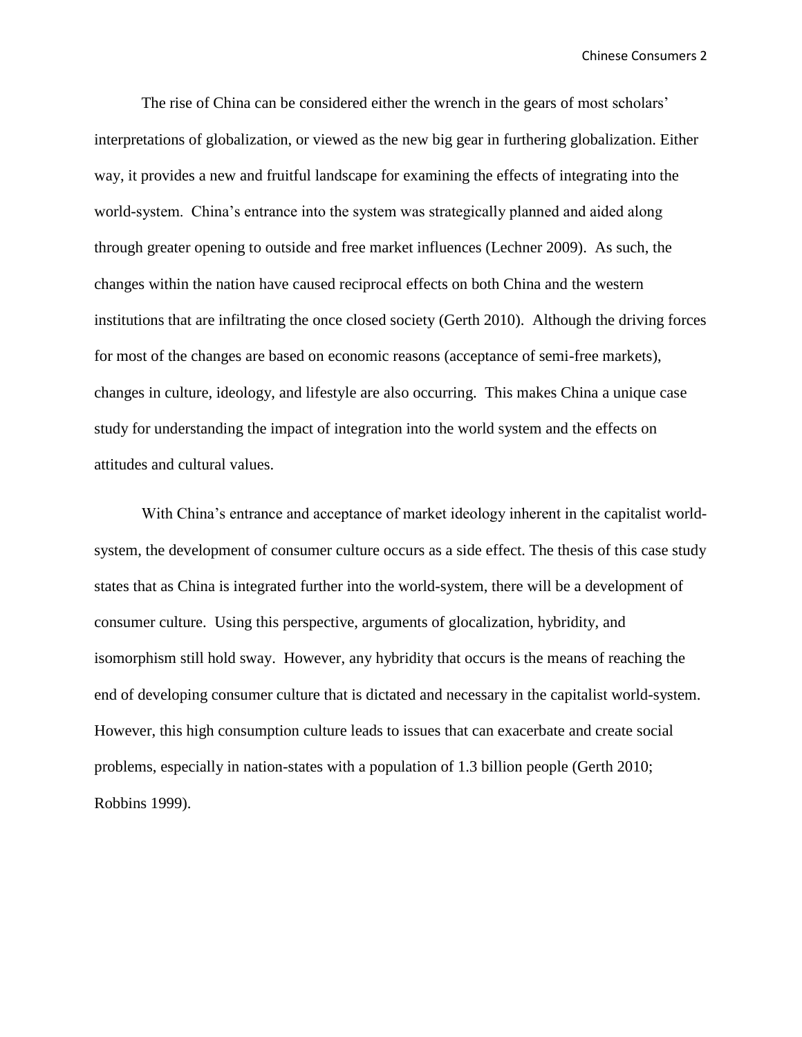The rise of China can be considered either the wrench in the gears of most scholars' interpretations of globalization, or viewed as the new big gear in furthering globalization. Either way, it provides a new and fruitful landscape for examining the effects of integrating into the world-system. China's entrance into the system was strategically planned and aided along through greater opening to outside and free market influences (Lechner 2009). As such, the changes within the nation have caused reciprocal effects on both China and the western institutions that are infiltrating the once closed society (Gerth 2010). Although the driving forces for most of the changes are based on economic reasons (acceptance of semi-free markets), changes in culture, ideology, and lifestyle are also occurring. This makes China a unique case study for understanding the impact of integration into the world system and the effects on attitudes and cultural values.

With China's entrance and acceptance of market ideology inherent in the capitalist world-system, the development of consumer culture occurs as a side effect. The thesis of this case study states that as China is integrated further into the world-system, there will be a development of consumer culture. Using this perspective, arguments of glocalization, hybridity, and isomorphism still hold sway. However, any hybridity that occurs is the means of reaching the end of developing consumer culture that is dictated and necessary in the capitalist world-system. However, this high consumption culture leads to issues that can exacerbate and create social problems, especially in nation-states with a population of 1.3 billion people (Gerth 2010; Robbins 1999).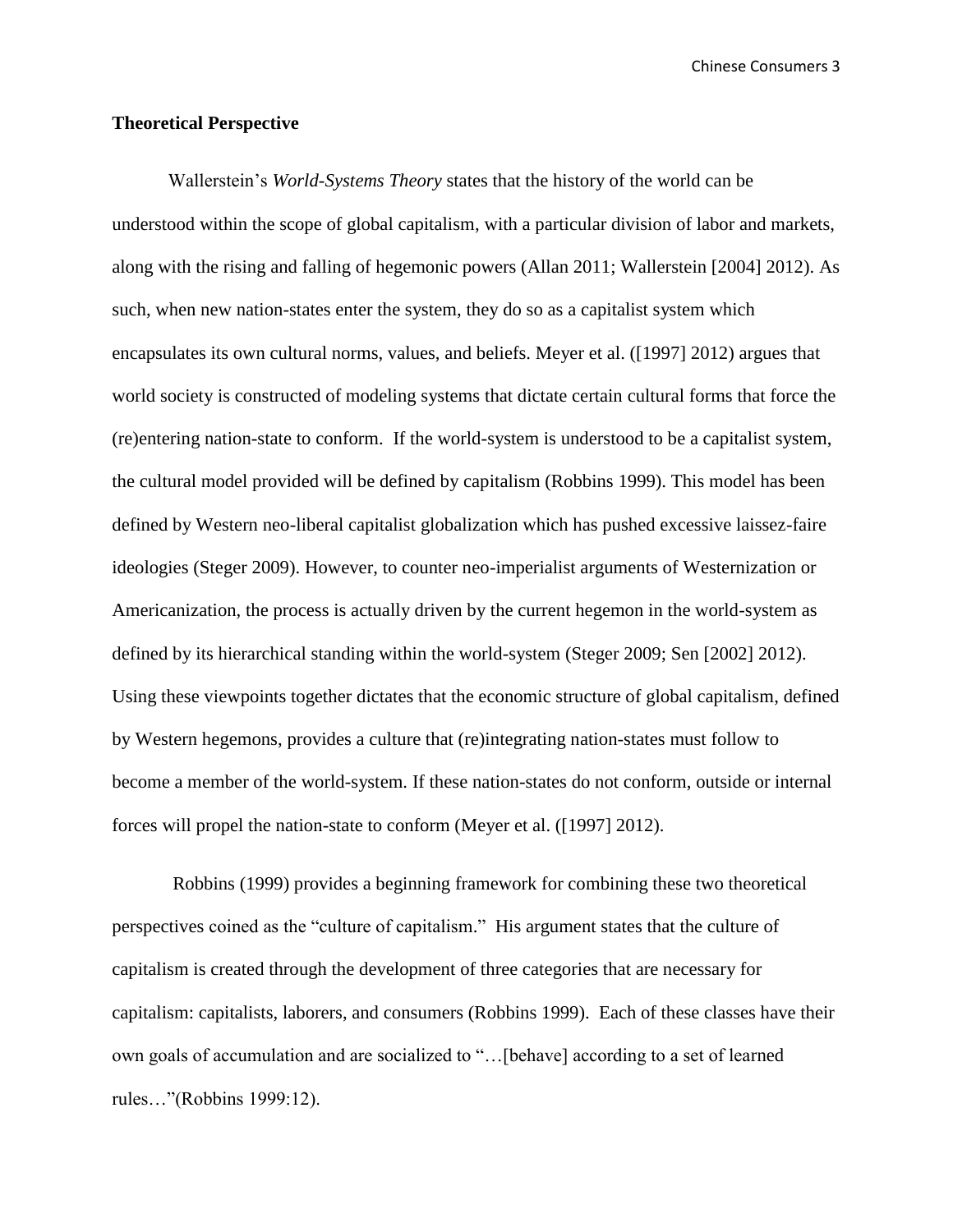**Theoretical Perspective**

Wallerstein's *World-Systems Theory* states that the history of the world can be understood within the scope of global capitalism, with a particular division of labor and markets, along with the rising and falling of hegemonic powers (Allan 2011; Wallerstein [2004] 2012). As such, when new nation-states enter the system, they do so as a capitalist system which encapsulates its own cultural norms, values, and beliefs. Meyer et al. ([1997] 2012) argues that world society is constructed of modeling systems that dictate certain cultural forms that force the (re)entering nation-state to conform. If the world-system is understood to be a capitalist system, the cultural model provided will be defined by capitalism (Robbins 1999). This model has been defined by Western neo-liberal capitalist globalization which has pushed excessive laissez-faire ideologies (Steger 2009). However, to counter neo-imperialist arguments of Westernization or Americanization, the process is actually driven by the current hegemon in the world-system as defined by its hierarchical standing within the world-system (Steger 2009; Sen [2002] 2012). Using these viewpoints together dictates that the economic structure of global capitalism, defined by Western hegemons, provides a culture that (re)integrating nation-states must follow to become a member of the world-system. If these nation-states do not conform, outside or internal forces will propel the nation-state to conform (Meyer et al. ([1997] 2012).

Robbins (1999) provides a beginning framework for combining these two theoretical perspectives coined as the "culture of capitalism." His argument states that the culture of capitalism is created through the development of three categories that are necessary for capitalism: capitalists, laborers, and consumers (Robbins 1999). Each of these classes have their own goals of accumulation and are socialized to "…[behave] according to a set of learned rules…"(Robbins 1999:12).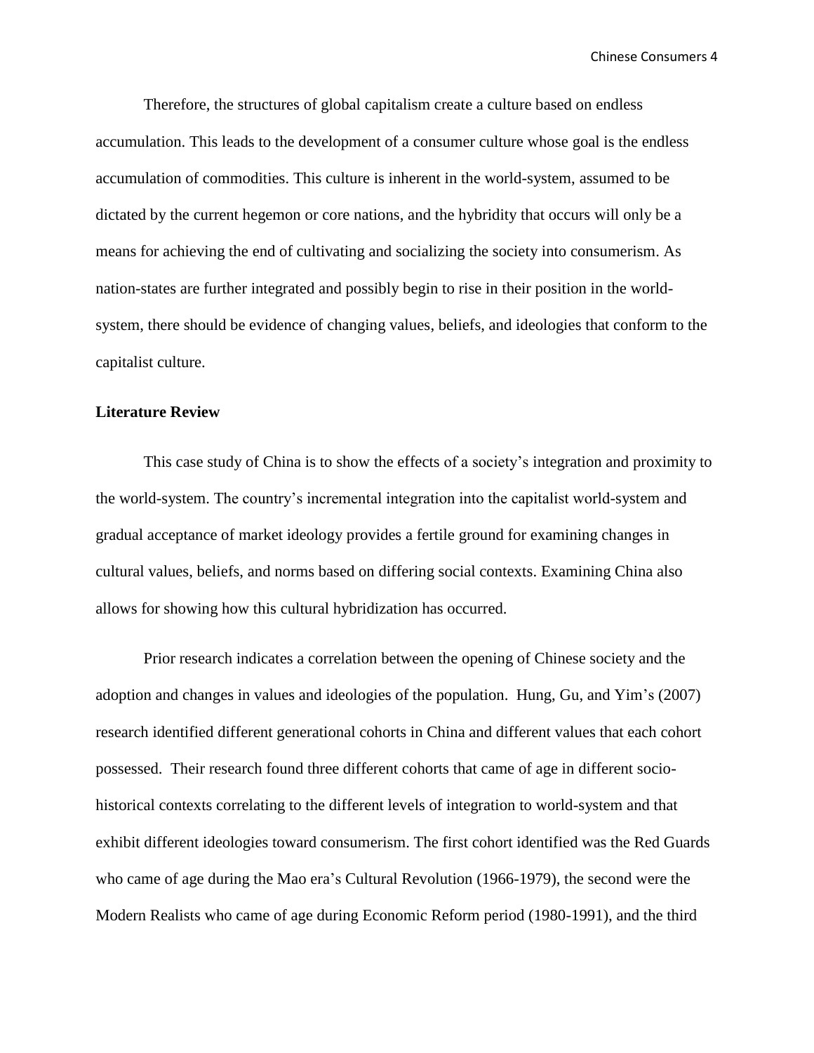Therefore, the structures of global capitalism create a culture based on endless accumulation. This leads to the development of a consumer culture whose goal is the endless accumulation of commodities. This culture is inherent in the world-system, assumed to be dictated by the current hegemon or core nations, and the hybridity that occurs will only be a means for achieving the end of cultivating and socializing the society into consumerism. As nation-states are further integrated and possibly begin to rise in their position in the world-system, there should be evidence of changing values, beliefs, and ideologies that conform to the capitalist culture.

**Literature Review**

This case study of China is to show the effects of a society's integration and proximity to the world-system. The country's incremental integration into the capitalist world-system and gradual acceptance of market ideology provides a fertile ground for examining changes in cultural values, beliefs, and norms based on differing social contexts. Examining China also allows for showing how this cultural hybridization has occurred.

Prior research indicates a correlation between the opening of Chinese society and the adoption and changes in values and ideologies of the population. Hung, Gu, and Yim's (2007) research identified different generational cohorts in China and different values that each cohort possessed. Their research found three different cohorts that came of age in different socio-historical contexts correlating to the different levels of integration to world-system and that exhibit different ideologies toward consumerism. The first cohort identified was the Red Guards who came of age during the Mao era's Cultural Revolution (1966-1979), the second were the Modern Realists who came of age during Economic Reform period (1980-1991), and the third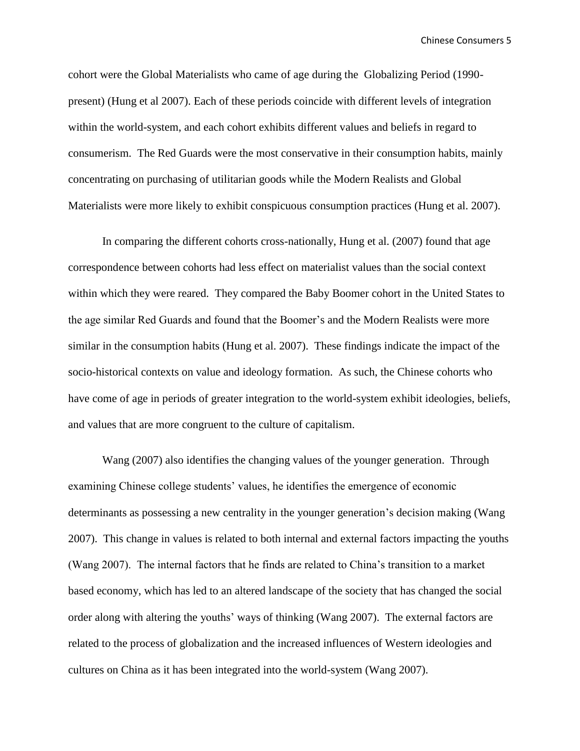cohort were the Global Materialists who came of age during the Globalizing Period (1990-present) (Hung et al 2007). Each of these periods coincide with different levels of integration within the world-system, and each cohort exhibits different values and beliefs in regard to consumerism. The Red Guards were the most conservative in their consumption habits, mainly concentrating on purchasing of utilitarian goods while the Modern Realists and Global Materialists were more likely to exhibit conspicuous consumption practices (Hung et al. 2007).

In comparing the different cohorts cross-nationally, Hung et al. (2007) found that age correspondence between cohorts had less effect on materialist values than the social context within which they were reared. They compared the Baby Boomer cohort in the United States to the age similar Red Guards and found that the Boomer's and the Modern Realists were more similar in the consumption habits (Hung et al. 2007). These findings indicate the impact of the socio-historical contexts on value and ideology formation. As such, the Chinese cohorts who have come of age in periods of greater integration to the world-system exhibit ideologies, beliefs, and values that are more congruent to the culture of capitalism.

Wang (2007) also identifies the changing values of the younger generation. Through examining Chinese college students' values, he identifies the emergence of economic determinants as possessing a new centrality in the younger generation's decision making (Wang 2007). This change in values is related to both internal and external factors impacting the youths (Wang 2007). The internal factors that he finds are related to China's transition to a market based economy, which has led to an altered landscape of the society that has changed the social order along with altering the youths' ways of thinking (Wang 2007). The external factors are related to the process of globalization and the increased influences of Western ideologies and cultures on China as it has been integrated into the world-system (Wang 2007).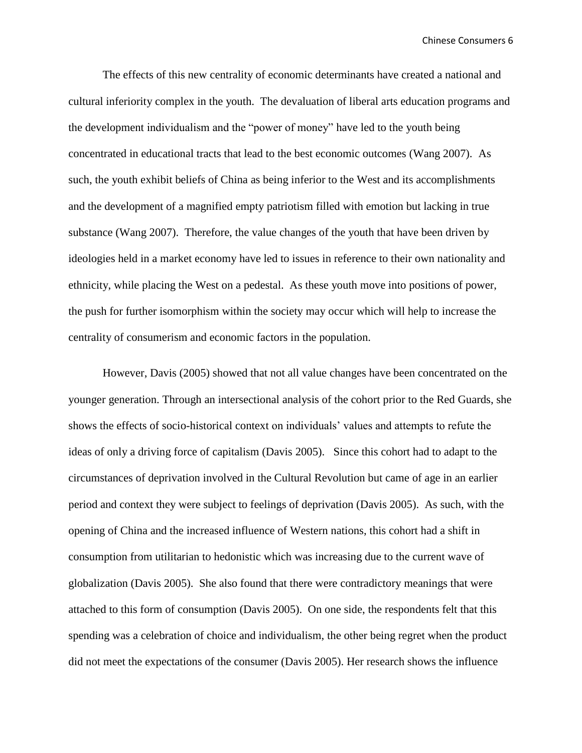The effects of this new centrality of economic determinants have created a national and cultural inferiority complex in the youth. The devaluation of liberal arts education programs and the development individualism and the "power of money" have led to the youth being concentrated in educational tracts that lead to the best economic outcomes (Wang 2007). As such, the youth exhibit beliefs of China as being inferior to the West and its accomplishments and the development of a magnified empty patriotism filled with emotion but lacking in true substance (Wang 2007). Therefore, the value changes of the youth that have been driven by ideologies held in a market economy have led to issues in reference to their own nationality and ethnicity, while placing the West on a pedestal. As these youth move into positions of power, the push for further isomorphism within the society may occur which will help to increase the centrality of consumerism and economic factors in the population.

However, Davis (2005) showed that not all value changes have been concentrated on the younger generation. Through an intersectional analysis of the cohort prior to the Red Guards, she shows the effects of socio-historical context on individuals' values and attempts to refute the ideas of only a driving force of capitalism (Davis 2005). Since this cohort had to adapt to the circumstances of deprivation involved in the Cultural Revolution but came of age in an earlier period and context they were subject to feelings of deprivation (Davis 2005). As such, with the opening of China and the increased influence of Western nations, this cohort had a shift in consumption from utilitarian to hedonistic which was increasing due to the current wave of globalization (Davis 2005). She also found that there were contradictory meanings that were attached to this form of consumption (Davis 2005). On one side, the respondents felt that this spending was a celebration of choice and individualism, the other being regret when the product did not meet the expectations of the consumer (Davis 2005). Her research shows the influence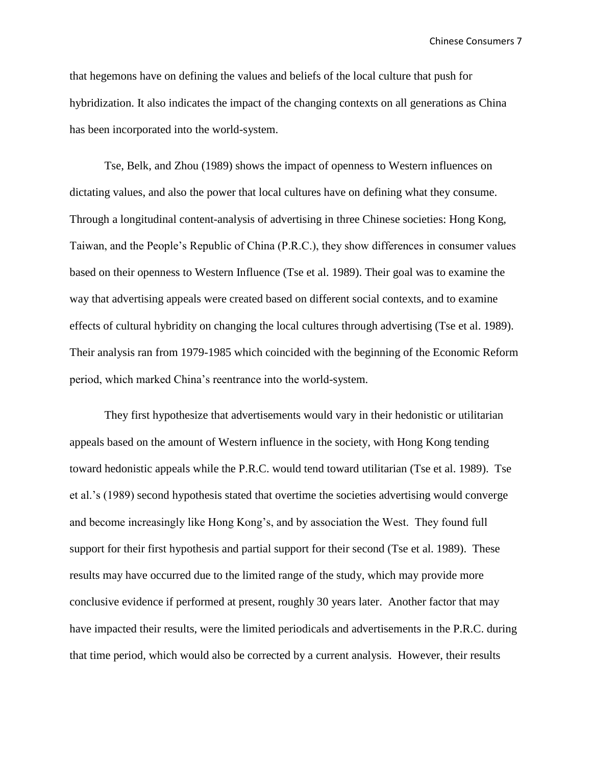that hegemons have on defining the values and beliefs of the local culture that push for hybridization. It also indicates the impact of the changing contexts on all generations as China has been incorporated into the world-system.

Tse, Belk, and Zhou (1989) shows the impact of openness to Western influences on dictating values, and also the power that local cultures have on defining what they consume. Through a longitudinal content-analysis of advertising in three Chinese societies: Hong Kong, Taiwan, and the People's Republic of China (P.R.C.), they show differences in consumer values based on their openness to Western Influence (Tse et al. 1989). Their goal was to examine the way that advertising appeals were created based on different social contexts, and to examine effects of cultural hybridity on changing the local cultures through advertising (Tse et al. 1989). Their analysis ran from 1979-1985 which coincided with the beginning of the Economic Reform period, which marked China's reentrance into the world-system.

They first hypothesize that advertisements would vary in their hedonistic or utilitarian appeals based on the amount of Western influence in the society, with Hong Kong tending toward hedonistic appeals while the P.R.C. would tend toward utilitarian (Tse et al. 1989). Tse et al.'s (1989) second hypothesis stated that overtime the societies advertising would converge and become increasingly like Hong Kong's, and by association the West. They found full support for their first hypothesis and partial support for their second (Tse et al. 1989). These results may have occurred due to the limited range of the study, which may provide more conclusive evidence if performed at present, roughly 30 years later. Another factor that may have impacted their results, were the limited periodicals and advertisements in the P.R.C. during that time period, which would also be corrected by a current analysis. However, their results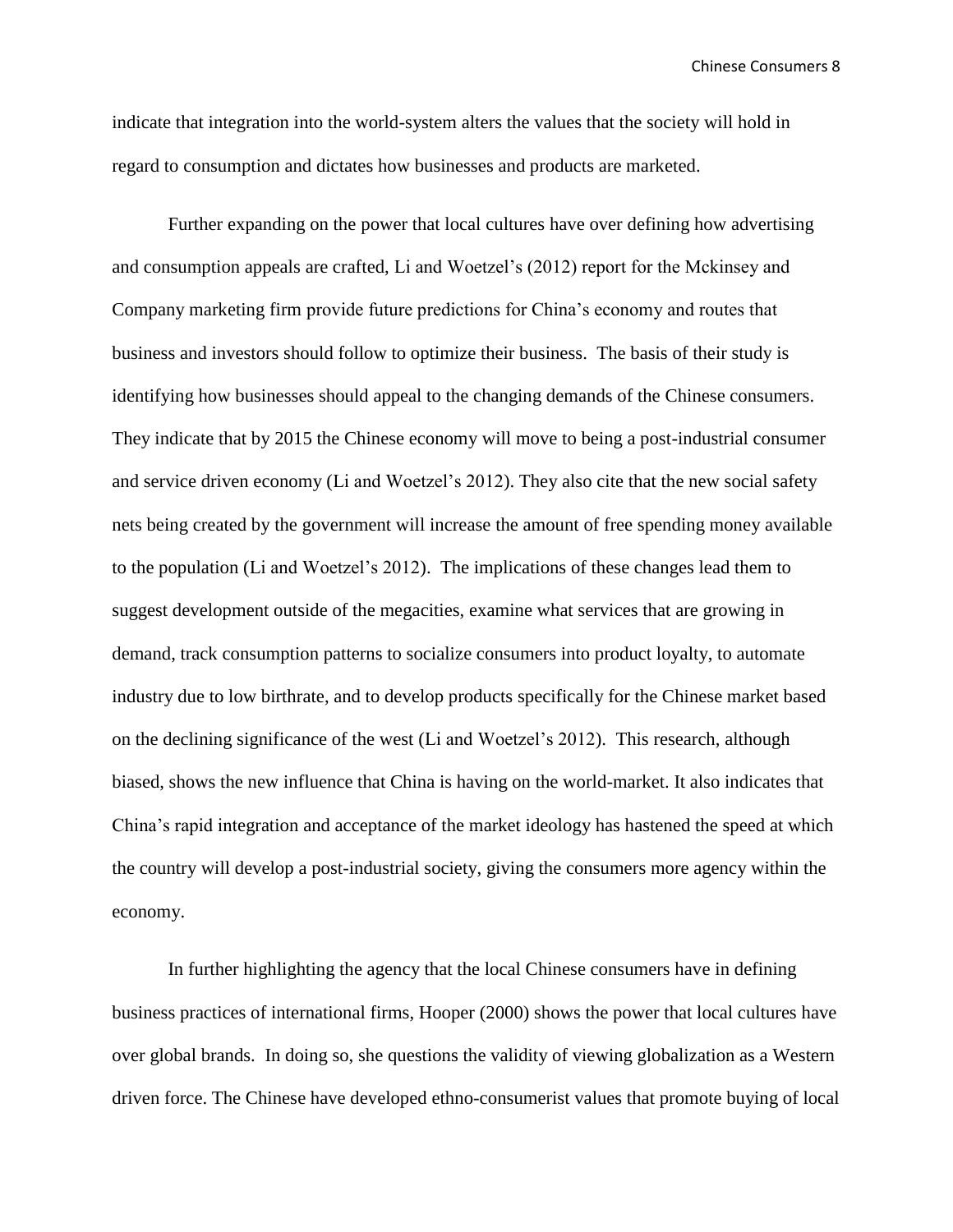indicate that integration into the world-system alters the values that the society will hold in regard to consumption and dictates how businesses and products are marketed.

Further expanding on the power that local cultures have over defining how advertising and consumption appeals are crafted, Li and Woetzel's (2012) report for the Mckinsey and Company marketing firm provide future predictions for China's economy and routes that business and investors should follow to optimize their business. The basis of their study is identifying how businesses should appeal to the changing demands of the Chinese consumers. They indicate that by 2015 the Chinese economy will move to being a post-industrial consumer and service driven economy (Li and Woetzel's 2012). They also cite that the new social safety nets being created by the government will increase the amount of free spending money available to the population (Li and Woetzel's 2012). The implications of these changes lead them to suggest development outside of the megacities, examine what services that are growing in demand, track consumption patterns to socialize consumers into product loyalty, to automate industry due to low birthrate, and to develop products specifically for the Chinese market based on the declining significance of the west (Li and Woetzel's 2012). This research, although biased, shows the new influence that China is having on the world-market. It also indicates that China's rapid integration and acceptance of the market ideology has hastened the speed at which the country will develop a post-industrial society, giving the consumers more agency within the economy.

In further highlighting the agency that the local Chinese consumers have in defining business practices of international firms, Hooper (2000) shows the power that local cultures have over global brands. In doing so, she questions the validity of viewing globalization as a Western driven force. The Chinese have developed ethno-consumerist values that promote buying of local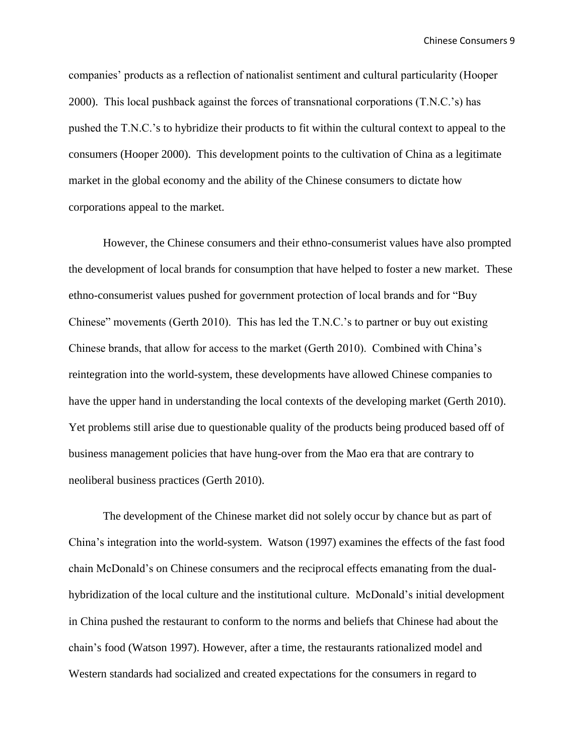companies' products as a reflection of nationalist sentiment and cultural particularity (Hooper 2000). This local pushback against the forces of transnational corporations (T.N.C.'s) has pushed the T.N.C.'s to hybridize their products to fit within the cultural context to appeal to the consumers (Hooper 2000). This development points to the cultivation of China as a legitimate market in the global economy and the ability of the Chinese consumers to dictate how corporations appeal to the market.

However, the Chinese consumers and their ethno-consumerist values have also prompted the development of local brands for consumption that have helped to foster a new market. These ethno-consumerist values pushed for government protection of local brands and for "Buy Chinese" movements (Gerth 2010). This has led the T.N.C.'s to partner or buy out existing Chinese brands, that allow for access to the market (Gerth 2010). Combined with China's reintegration into the world-system, these developments have allowed Chinese companies to have the upper hand in understanding the local contexts of the developing market (Gerth 2010). Yet problems still arise due to questionable quality of the products being produced based off of business management policies that have hung-over from the Mao era that are contrary to neoliberal business practices (Gerth 2010).

The development of the Chinese market did not solely occur by chance but as part of China's integration into the world-system. Watson (1997) examines the effects of the fast food chain McDonald's on Chinese consumers and the reciprocal effects emanating from the dual-hybridization of the local culture and the institutional culture. McDonald's initial development in China pushed the restaurant to conform to the norms and beliefs that Chinese had about the chain's food (Watson 1997). However, after a time, the restaurants rationalized model and Western standards had socialized and created expectations for the consumers in regard to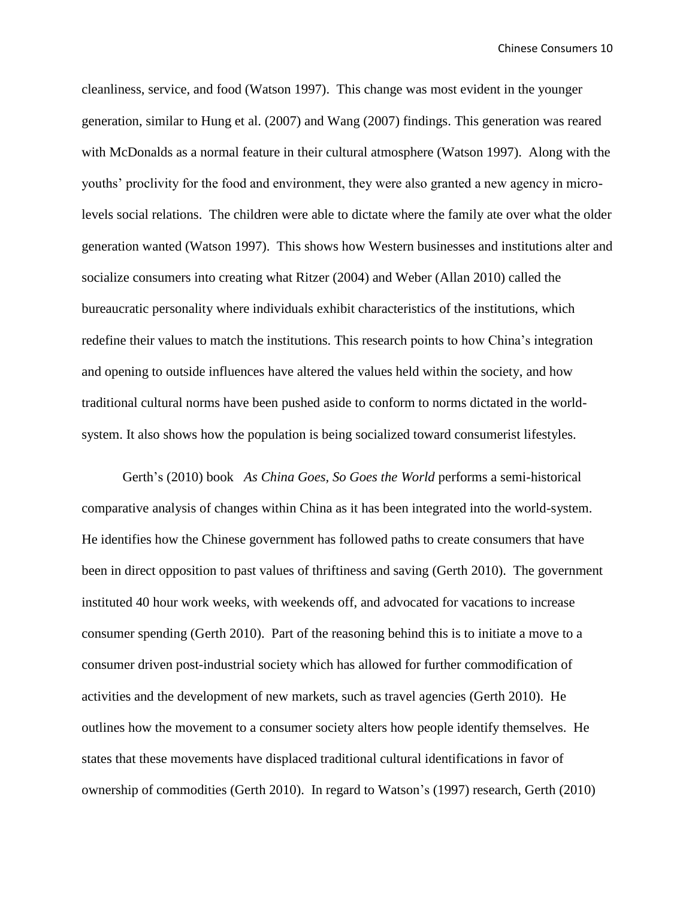cleanliness, service, and food (Watson 1997). This change was most evident in the younger generation, similar to Hung et al. (2007) and Wang (2007) findings. This generation was reared with McDonalds as a normal feature in their cultural atmosphere (Watson 1997). Along with the youths' proclivity for the food and environment, they were also granted a new agency in micro-levels social relations. The children were able to dictate where the family ate over what the older generation wanted (Watson 1997). This shows how Western businesses and institutions alter and socialize consumers into creating what Ritzer (2004) and Weber (Allan 2010) called the bureaucratic personality where individuals exhibit characteristics of the institutions, which redefine their values to match the institutions. This research points to how China's integration and opening to outside influences have altered the values held within the society, and how traditional cultural norms have been pushed aside to conform to norms dictated in the world-system. It also shows how the population is being socialized toward consumerist lifestyles.

Gerth's (2010) book *As China Goes, So Goes the World* performs a semi-historical comparative analysis of changes within China as it has been integrated into the world-system. He identifies how the Chinese government has followed paths to create consumers that have been in direct opposition to past values of thriftiness and saving (Gerth 2010). The government instituted 40 hour work weeks, with weekends off, and advocated for vacations to increase consumer spending (Gerth 2010). Part of the reasoning behind this is to initiate a move to a consumer driven post-industrial society which has allowed for further commodification of activities and the development of new markets, such as travel agencies (Gerth 2010). He outlines how the movement to a consumer society alters how people identify themselves. He states that these movements have displaced traditional cultural identifications in favor of ownership of commodities (Gerth 2010). In regard to Watson's (1997) research, Gerth (2010)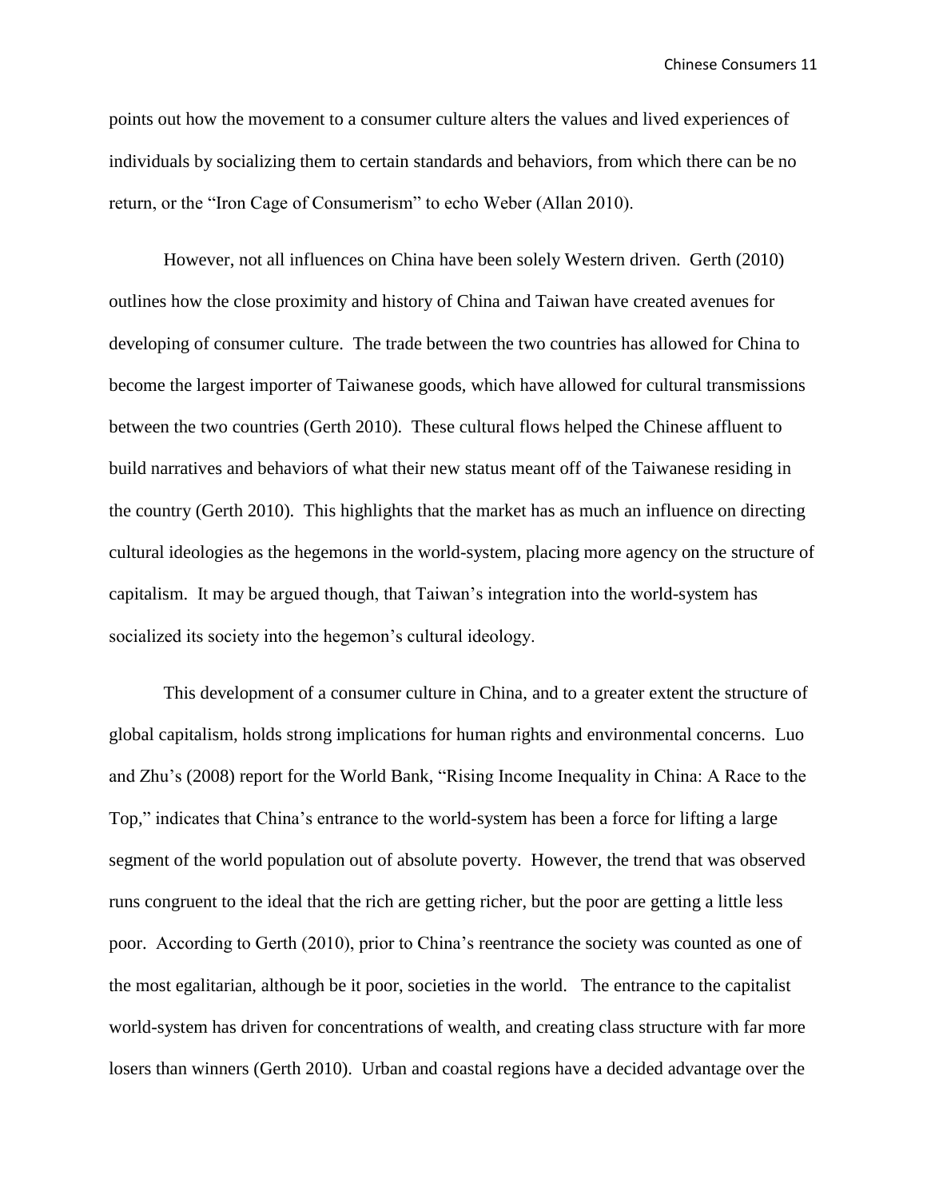points out how the movement to a consumer culture alters the values and lived experiences of individuals by socializing them to certain standards and behaviors, from which there can be no return, or the "Iron Cage of Consumerism" to echo Weber (Allan 2010).

However, not all influences on China have been solely Western driven. Gerth (2010) outlines how the close proximity and history of China and Taiwan have created avenues for developing of consumer culture. The trade between the two countries has allowed for China to become the largest importer of Taiwanese goods, which have allowed for cultural transmissions between the two countries (Gerth 2010). These cultural flows helped the Chinese affluent to build narratives and behaviors of what their new status meant off of the Taiwanese residing in the country (Gerth 2010). This highlights that the market has as much an influence on directing cultural ideologies as the hegemons in the world-system, placing more agency on the structure of capitalism. It may be argued though, that Taiwan's integration into the world-system has socialized its society into the hegemon's cultural ideology.

This development of a consumer culture in China, and to a greater extent the structure of global capitalism, holds strong implications for human rights and environmental concerns. Luo and Zhu's (2008) report for the World Bank, "Rising Income Inequality in China: A Race to the Top," indicates that China's entrance to the world-system has been a force for lifting a large segment of the world population out of absolute poverty. However, the trend that was observed runs congruent to the ideal that the rich are getting richer, but the poor are getting a little less poor. According to Gerth (2010), prior to China's reentrance the society was counted as one of the most egalitarian, although be it poor, societies in the world. The entrance to the capitalist world-system has driven for concentrations of wealth, and creating class structure with far more losers than winners (Gerth 2010). Urban and coastal regions have a decided advantage over the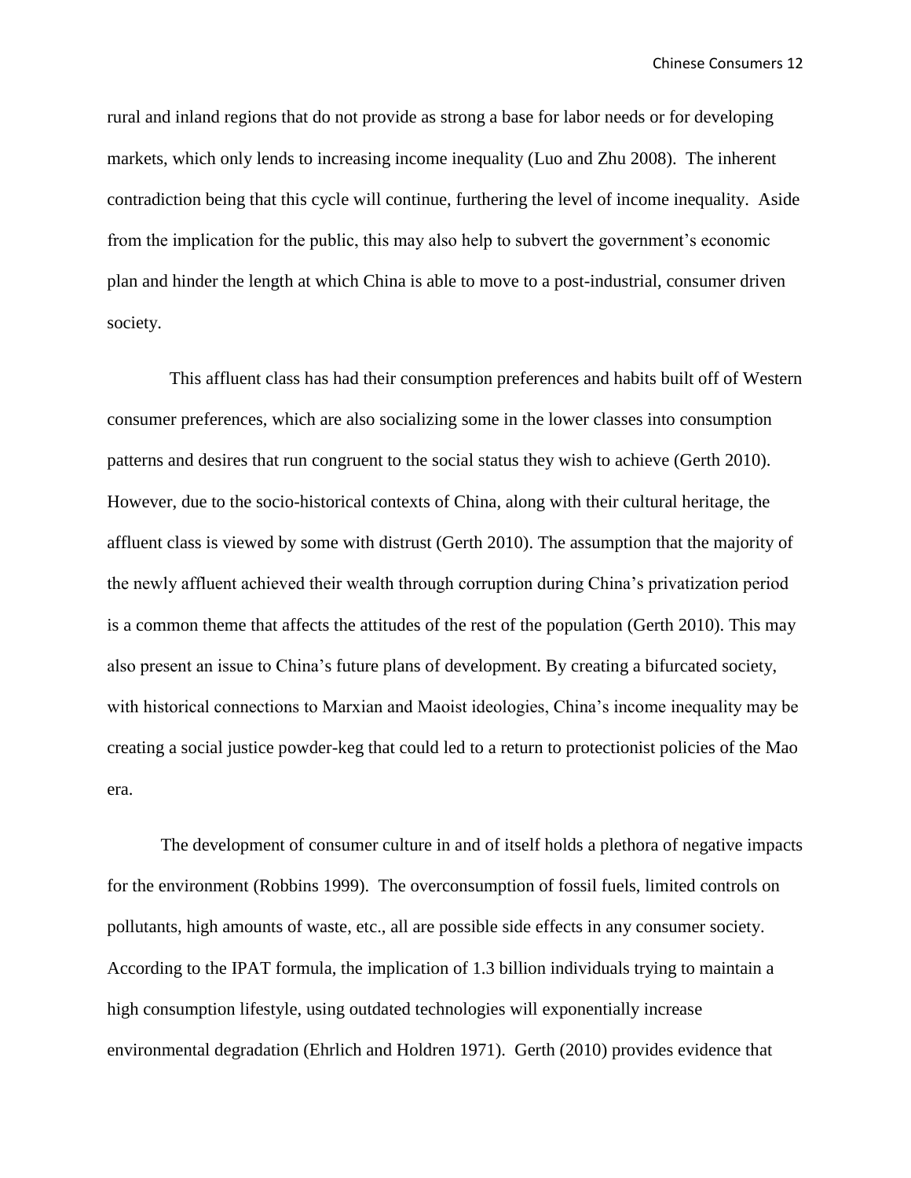rural and inland regions that do not provide as strong a base for labor needs or for developing markets, which only lends to increasing income inequality (Luo and Zhu 2008). The inherent contradiction being that this cycle will continue, furthering the level of income inequality. Aside from the implication for the public, this may also help to subvert the government's economic plan and hinder the length at which China is able to move to a post-industrial, consumer driven society.

This affluent class has had their consumption preferences and habits built off of Western consumer preferences, which are also socializing some in the lower classes into consumption patterns and desires that run congruent to the social status they wish to achieve (Gerth 2010). However, due to the socio-historical contexts of China, along with their cultural heritage, the affluent class is viewed by some with distrust (Gerth 2010). The assumption that the majority of the newly affluent achieved their wealth through corruption during China's privatization period is a common theme that affects the attitudes of the rest of the population (Gerth 2010). This may also present an issue to China's future plans of development. By creating a bifurcated society, with historical connections to Marxian and Maoist ideologies, China's income inequality may be creating a social justice powder-keg that could led to a return to protectionist policies of the Mao era.

The development of consumer culture in and of itself holds a plethora of negative impacts for the environment (Robbins 1999). The overconsumption of fossil fuels, limited controls on pollutants, high amounts of waste, etc., all are possible side effects in any consumer society. According to the IPAT formula, the implication of 1.3 billion individuals trying to maintain a high consumption lifestyle, using outdated technologies will exponentially increase environmental degradation (Ehrlich and Holdren 1971). Gerth (2010) provides evidence that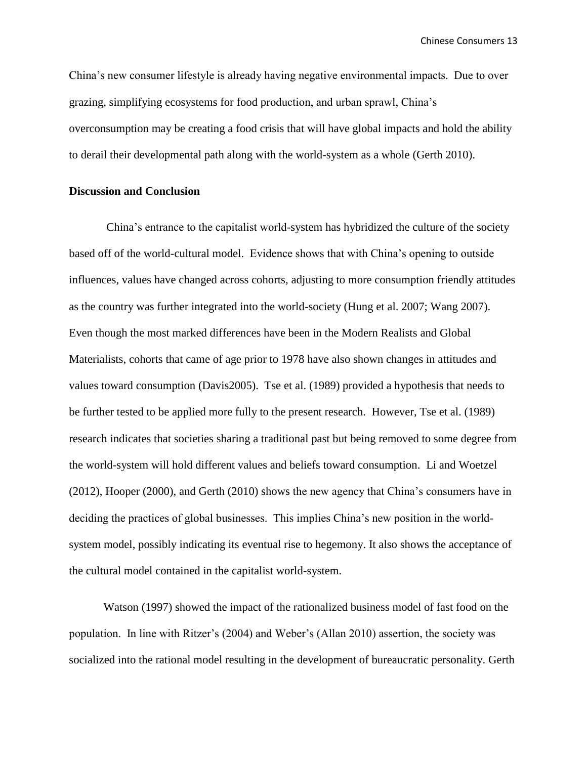China's new consumer lifestyle is already having negative environmental impacts. Due to over grazing, simplifying ecosystems for food production, and urban sprawl, China's overconsumption may be creating a food crisis that will have global impacts and hold the ability to derail their developmental path along with the world-system as a whole (Gerth 2010).

**Discussion and Conclusion**

China's entrance to the capitalist world-system has hybridized the culture of the society based off of the world-cultural model. Evidence shows that with China's opening to outside influences, values have changed across cohorts, adjusting to more consumption friendly attitudes as the country was further integrated into the world-society (Hung et al. 2007; Wang 2007). Even though the most marked differences have been in the Modern Realists and Global Materialists, cohorts that came of age prior to 1978 have also shown changes in attitudes and values toward consumption (Davis2005). Tse et al. (1989) provided a hypothesis that needs to be further tested to be applied more fully to the present research. However, Tse et al. (1989) research indicates that societies sharing a traditional past but being removed to some degree from the world-system will hold different values and beliefs toward consumption. Li and Woetzel (2012), Hooper (2000), and Gerth (2010) shows the new agency that China's consumers have in deciding the practices of global businesses. This implies China's new position in the world-system model, possibly indicating its eventual rise to hegemony. It also shows the acceptance of the cultural model contained in the capitalist world-system.

Watson (1997) showed the impact of the rationalized business model of fast food on the population. In line with Ritzer's (2004) and Weber's (Allan 2010) assertion, the society was socialized into the rational model resulting in the development of bureaucratic personality. Gerth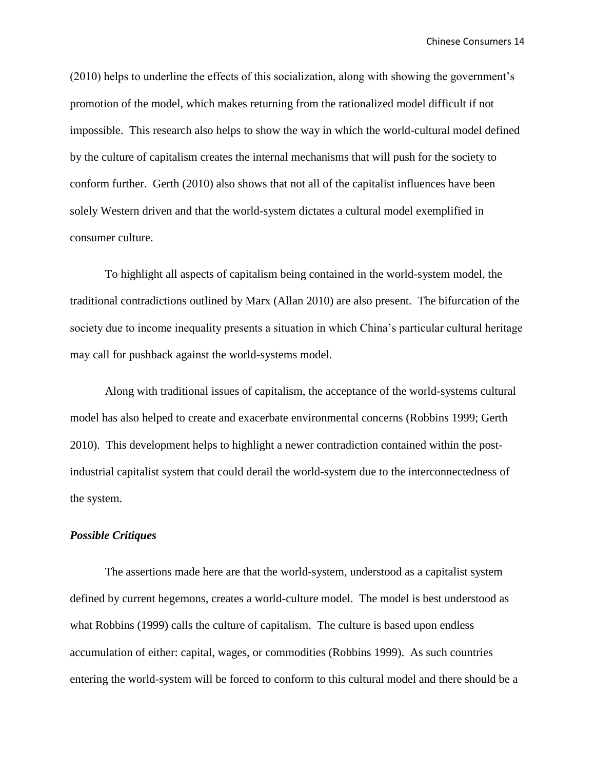(2010) helps to underline the effects of this socialization, along with showing the government's promotion of the model, which makes returning from the rationalized model difficult if not impossible. This research also helps to show the way in which the world-cultural model defined by the culture of capitalism creates the internal mechanisms that will push for the society to conform further. Gerth (2010) also shows that not all of the capitalist influences have been solely Western driven and that the world-system dictates a cultural model exemplified in consumer culture.

To highlight all aspects of capitalism being contained in the world-system model, the traditional contradictions outlined by Marx (Allan 2010) are also present. The bifurcation of the society due to income inequality presents a situation in which China's particular cultural heritage may call for pushback against the world-systems model.

Along with traditional issues of capitalism, the acceptance of the world-systems cultural model has also helped to create and exacerbate environmental concerns (Robbins 1999; Gerth 2010). This development helps to highlight a newer contradiction contained within the post-industrial capitalist system that could derail the world-system due to the interconnectedness of the system.

### ***Possible Critiques***

The assertions made here are that the world-system, understood as a capitalist system defined by current hegemons, creates a world-culture model. The model is best understood as what Robbins (1999) calls the culture of capitalism. The culture is based upon endless accumulation of either: capital, wages, or commodities (Robbins 1999). As such countries entering the world-system will be forced to conform to this cultural model and there should be a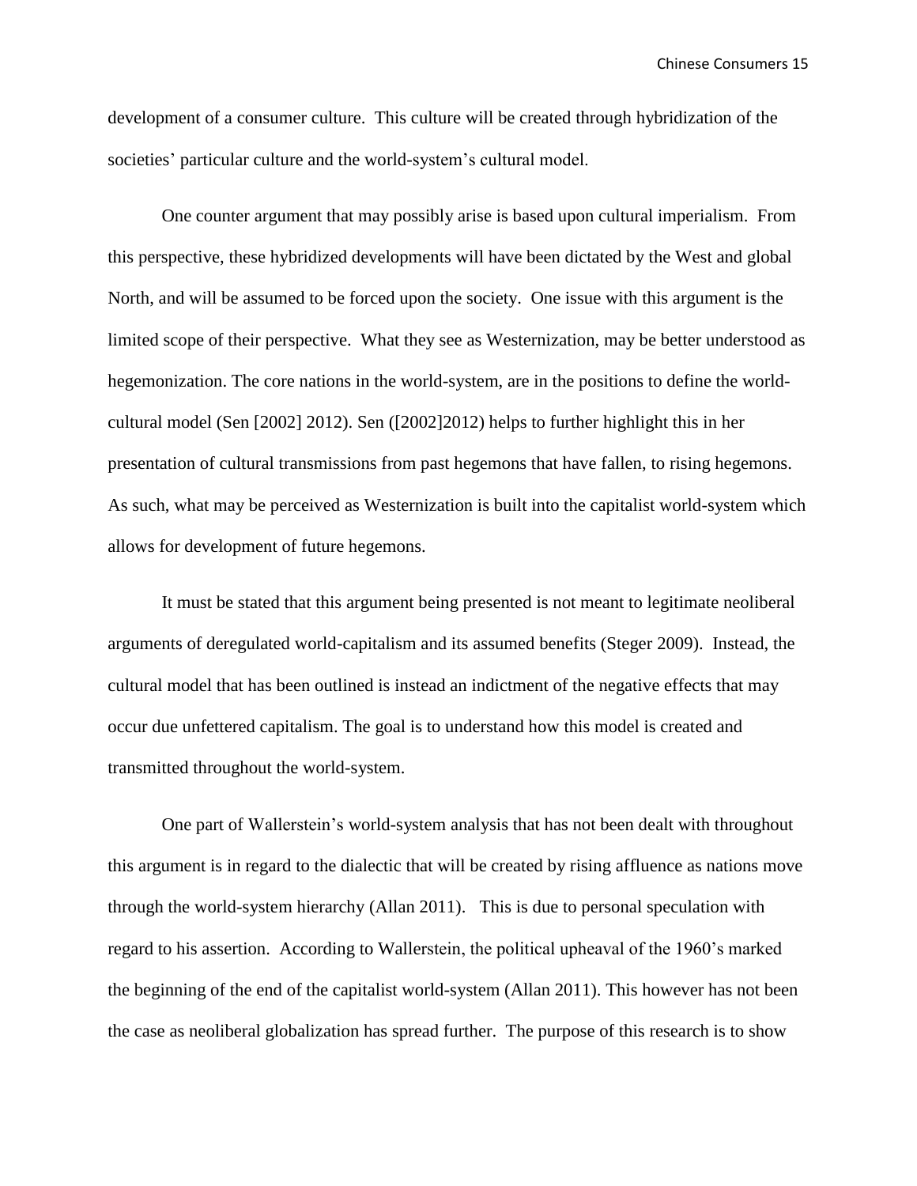development of a consumer culture. This culture will be created through hybridization of the societies' particular culture and the world-system's cultural model.

One counter argument that may possibly arise is based upon cultural imperialism. From this perspective, these hybridized developments will have been dictated by the West and global North, and will be assumed to be forced upon the society. One issue with this argument is the limited scope of their perspective. What they see as Westernization, may be better understood as hegemonization. The core nations in the world-system, are in the positions to define the world-cultural model (Sen [2002] 2012). Sen ([2002]2012) helps to further highlight this in her presentation of cultural transmissions from past hegemons that have fallen, to rising hegemons. As such, what may be perceived as Westernization is built into the capitalist world-system which allows for development of future hegemons.

It must be stated that this argument being presented is not meant to legitimate neoliberal arguments of deregulated world-capitalism and its assumed benefits (Steger 2009). Instead, the cultural model that has been outlined is instead an indictment of the negative effects that may occur due unfettered capitalism. The goal is to understand how this model is created and transmitted throughout the world-system.

One part of Wallerstein's world-system analysis that has not been dealt with throughout this argument is in regard to the dialectic that will be created by rising affluence as nations move through the world-system hierarchy (Allan 2011). This is due to personal speculation with regard to his assertion. According to Wallerstein, the political upheaval of the 1960's marked the beginning of the end of the capitalist world-system (Allan 2011). This however has not been the case as neoliberal globalization has spread further. The purpose of this research is to show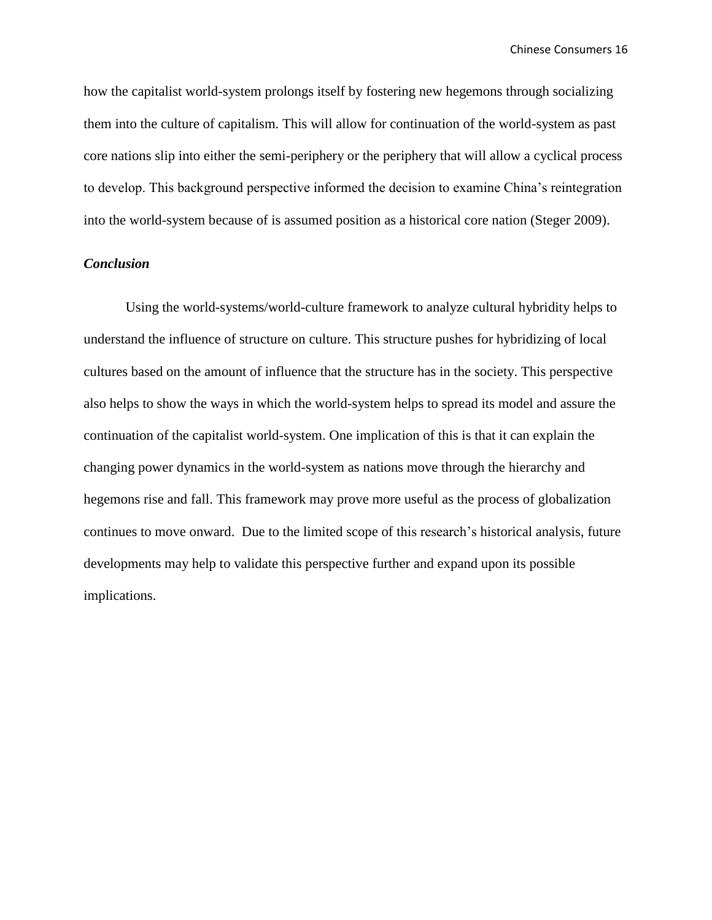how the capitalist world-system prolongs itself by fostering new hegemons through socializing them into the culture of capitalism. This will allow for continuation of the world-system as past core nations slip into either the semi-periphery or the periphery that will allow a cyclical process to develop. This background perspective informed the decision to examine China's reintegration into the world-system because of is assumed position as a historical core nation (Steger 2009).

### *Conclusion*

Using the world-systems/world-culture framework to analyze cultural hybridity helps to understand the influence of structure on culture. This structure pushes for hybridizing of local cultures based on the amount of influence that the structure has in the society. This perspective also helps to show the ways in which the world-system helps to spread its model and assure the continuation of the capitalist world-system. One implication of this is that it can explain the changing power dynamics in the world-system as nations move through the hierarchy and hegemons rise and fall. This framework may prove more useful as the process of globalization continues to move onward. Due to the limited scope of this research's historical analysis, future developments may help to validate this perspective further and expand upon its possible implications.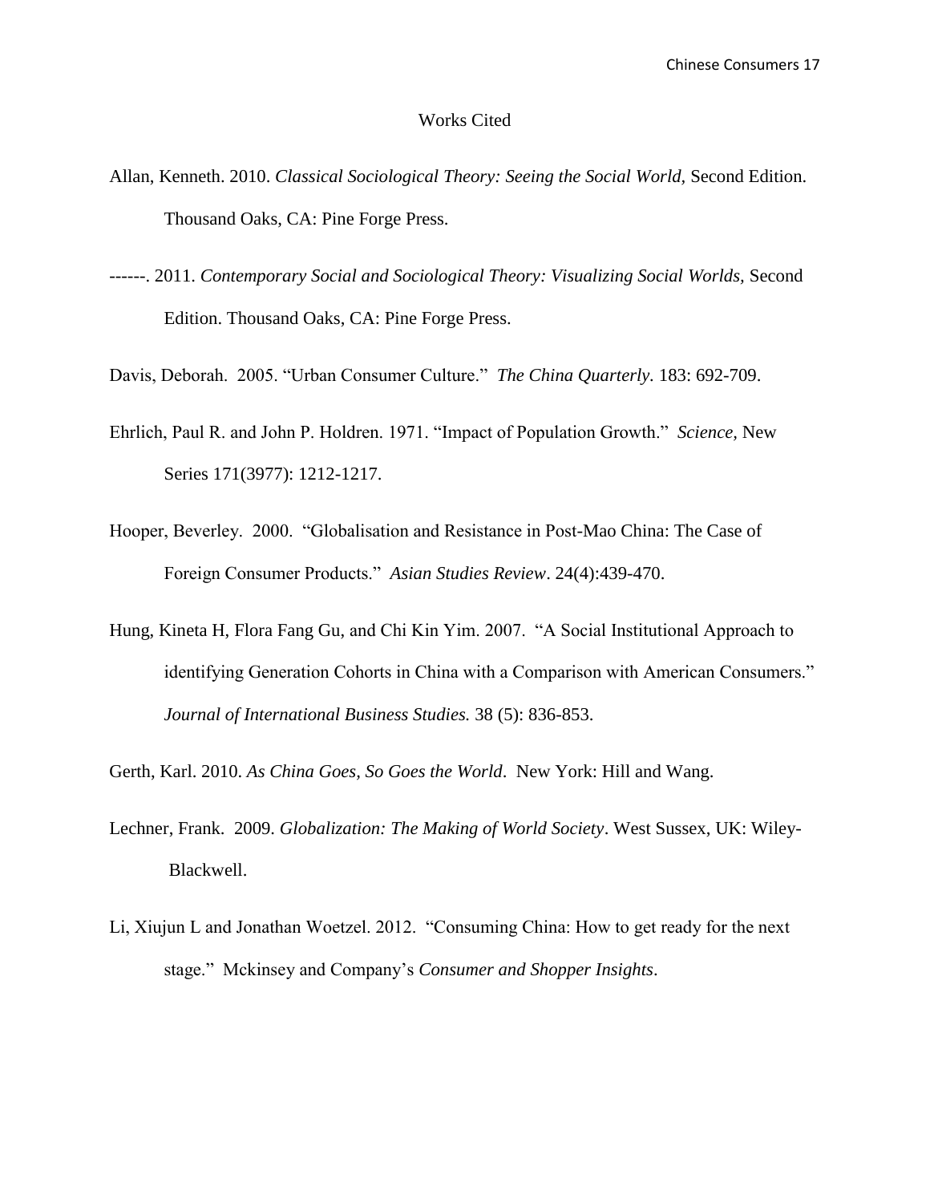# Works Cited

Allan, Kenneth. 2010. *Classical Sociological Theory: Seeing the Social World,* Second Edition. Thousand Oaks, CA: Pine Forge Press.

------. 2011. *Contemporary Social and Sociological Theory: Visualizing Social Worlds,* Second Edition. Thousand Oaks, CA: Pine Forge Press.

Davis, Deborah. 2005. "Urban Consumer Culture." *The China Quarterly.* 183: 692-709.

Ehrlich, Paul R. and John P. Holdren. 1971. "Impact of Population Growth." *Science,* New Series 171(3977): 1212-1217.

Hooper, Beverley. 2000. "Globalisation and Resistance in Post-Mao China: The Case of Foreign Consumer Products." *Asian Studies Review*. 24(4):439-470.

Hung, Kineta H, Flora Fang Gu, and Chi Kin Yim. 2007. "A Social Institutional Approach to identifying Generation Cohorts in China with a Comparison with American Consumers." *Journal of International Business Studies.* 38 (5): 836-853.

Gerth, Karl. 2010. *As China Goes, So Goes the World*. New York: Hill and Wang.

Lechner, Frank. 2009. *Globalization: The Making of World Society*. West Sussex, UK: Wiley-Blackwell.

Li, Xiujun L and Jonathan Woetzel. 2012. "Consuming China: How to get ready for the next stage." Mckinsey and Company's *Consumer and Shopper Insights*.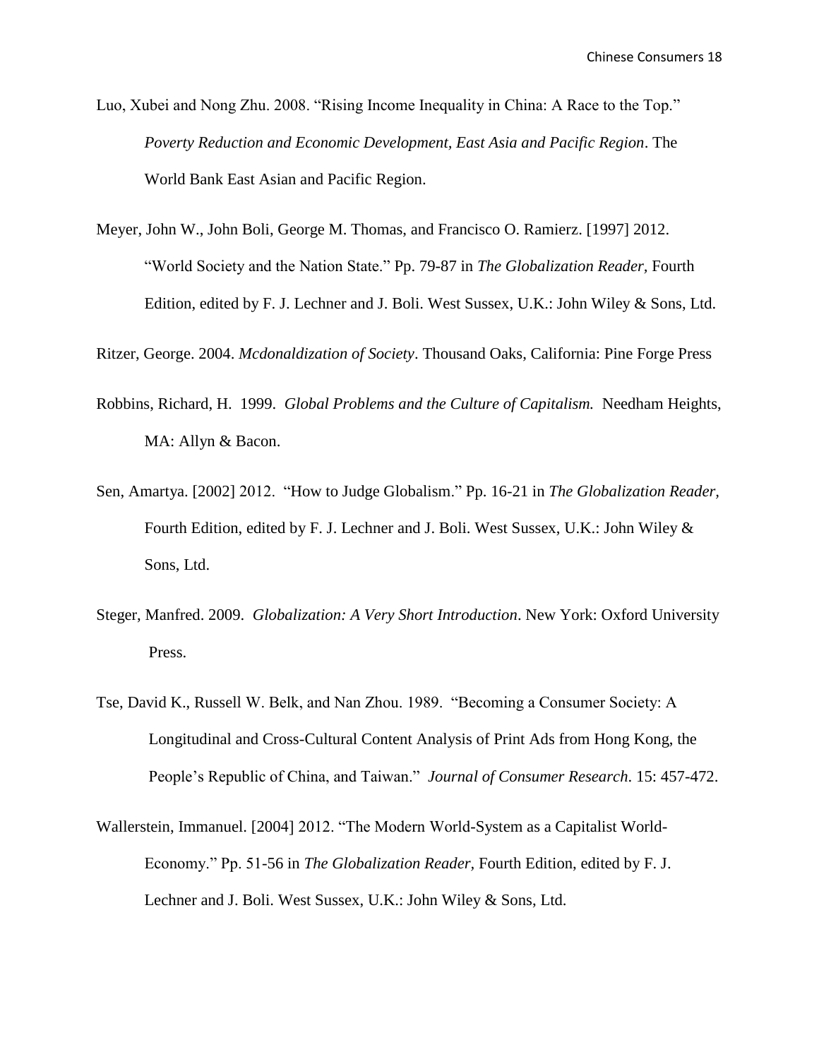Luo, Xubei and Nong Zhu. 2008. "Rising Income Inequality in China: A Race to the Top." *Poverty Reduction and Economic Development, East Asia and Pacific Region*. The World Bank East Asian and Pacific Region.

Meyer, John W., John Boli, George M. Thomas, and Francisco O. Ramierz. [1997] 2012. "World Society and the Nation State." Pp. 79-87 in *The Globalization Reader*, Fourth Edition, edited by F. J. Lechner and J. Boli. West Sussex, U.K.: John Wiley & Sons, Ltd.

Ritzer, George. 2004. *Mcdonaldization of Society*. Thousand Oaks, California: Pine Forge Press

Robbins, Richard, H. 1999. *Global Problems and the Culture of Capitalism.* Needham Heights, MA: Allyn & Bacon.

Sen, Amartya. [2002] 2012. "How to Judge Globalism." Pp. 16-21 in *The Globalization Reader*, Fourth Edition, edited by F. J. Lechner and J. Boli. West Sussex, U.K.: John Wiley & Sons, Ltd.

Steger, Manfred. 2009. *Globalization: A Very Short Introduction*. New York: Oxford University Press.

Tse, David K., Russell W. Belk, and Nan Zhou. 1989. "Becoming a Consumer Society: A Longitudinal and Cross-Cultural Content Analysis of Print Ads from Hong Kong, the People's Republic of China, and Taiwan." *Journal of Consumer Research*. 15: 457-472.

Wallerstein, Immanuel. [2004] 2012. "The Modern World-System as a Capitalist World-Economy." Pp. 51-56 in *The Globalization Reader*, Fourth Edition, edited by F. J. Lechner and J. Boli. West Sussex, U.K.: John Wiley & Sons, Ltd.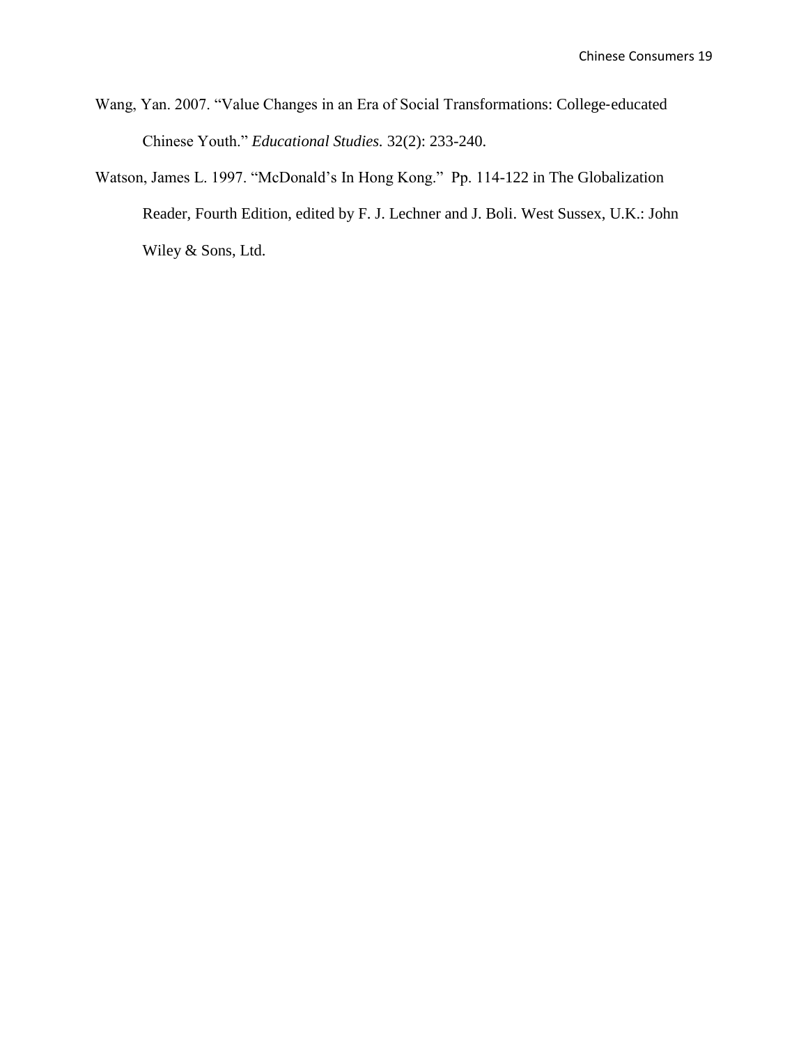Wang, Yan. 2007. "Value Changes in an Era of Social Transformations: College‐educated Chinese Youth." *Educational Studies.* 32(2): 233-240.

Watson, James L. 1997. "McDonald's In Hong Kong." Pp. 114-122 in The Globalization Reader, Fourth Edition, edited by F. J. Lechner and J. Boli. West Sussex, U.K.: John Wiley & Sons, Ltd.